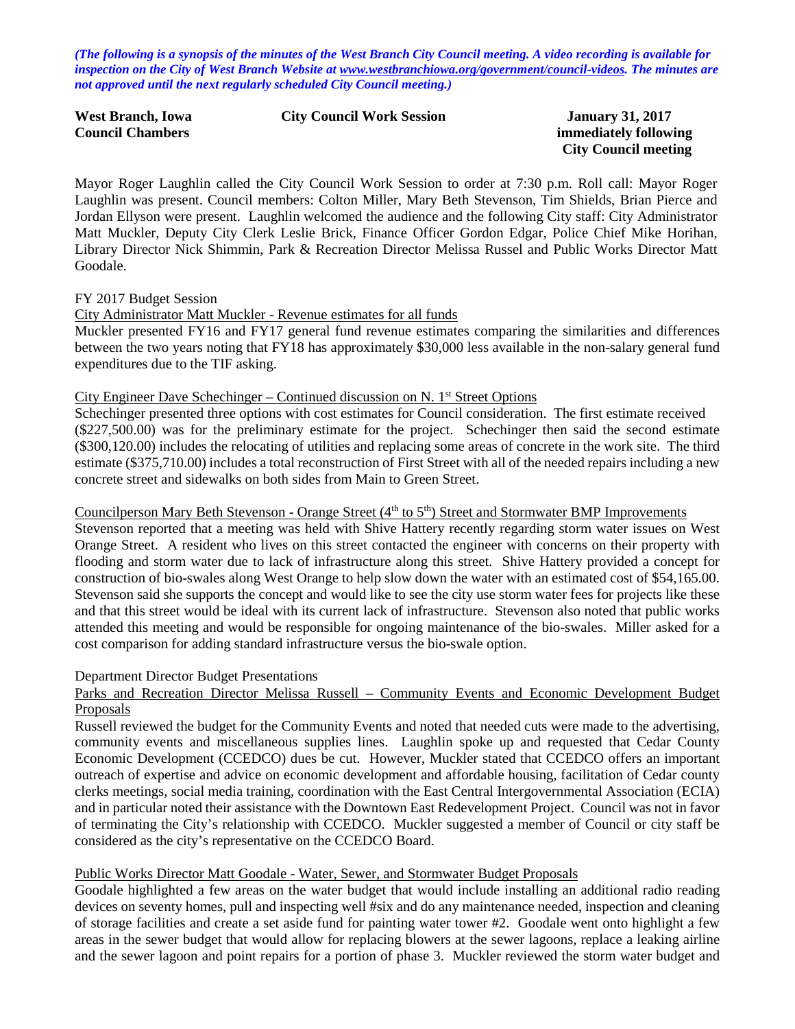*(The following is a synopsis of the minutes of the West Branch City Council meeting. A video recording is available for inspection on the City of West Branch Website at www.westbranchiowa.org/government/council-videos. The minutes are not approved until the next regularly scheduled City Council meeting.)*

**West Branch, Iowa** **City Council Work Session** **January 31, 2017**
**Council Chambers** **immediately following City Council meeting**

Mayor Roger Laughlin called the City Council Work Session to order at 7:30 p.m. Roll call: Mayor Roger Laughlin was present. Council members: Colton Miller, Mary Beth Stevenson, Tim Shields, Brian Pierce and Jordan Ellyson were present. Laughlin welcomed the audience and the following City staff: City Administrator Matt Muckler, Deputy City Clerk Leslie Brick, Finance Officer Gordon Edgar, Police Chief Mike Horihan, Library Director Nick Shimmin, Park & Recreation Director Melissa Russel and Public Works Director Matt Goodale.

FY 2017 Budget Session

City Administrator Matt Muckler - Revenue estimates for all funds

Muckler presented FY16 and FY17 general fund revenue estimates comparing the similarities and differences between the two years noting that FY18 has approximately $30,000 less available in the non-salary general fund expenditures due to the TIF asking.

City Engineer Dave Schechinger – Continued discussion on N. 1st Street Options

Schechinger presented three options with cost estimates for Council consideration. The first estimate received ($227,500.00) was for the preliminary estimate for the project. Schechinger then said the second estimate ($300,120.00) includes the relocating of utilities and replacing some areas of concrete in the work site. The third estimate ($375,710.00) includes a total reconstruction of First Street with all of the needed repairs including a new concrete street and sidewalks on both sides from Main to Green Street.

Councilperson Mary Beth Stevenson - Orange Street (4th to 5th) Street and Stormwater BMP Improvements

Stevenson reported that a meeting was held with Shive Hattery recently regarding storm water issues on West Orange Street. A resident who lives on this street contacted the engineer with concerns on their property with flooding and storm water due to lack of infrastructure along this street. Shive Hattery provided a concept for construction of bio-swales along West Orange to help slow down the water with an estimated cost of $54,165.00. Stevenson said she supports the concept and would like to see the city use storm water fees for projects like these and that this street would be ideal with its current lack of infrastructure. Stevenson also noted that public works attended this meeting and would be responsible for ongoing maintenance of the bio-swales. Miller asked for a cost comparison for adding standard infrastructure versus the bio-swale option.

Department Director Budget Presentations

Parks and Recreation Director Melissa Russell – Community Events and Economic Development Budget Proposals

Russell reviewed the budget for the Community Events and noted that needed cuts were made to the advertising, community events and miscellaneous supplies lines. Laughlin spoke up and requested that Cedar County Economic Development (CCEDCO) dues be cut. However, Muckler stated that CCEDCO offers an important outreach of expertise and advice on economic development and affordable housing, facilitation of Cedar county clerks meetings, social media training, coordination with the East Central Intergovernmental Association (ECIA) and in particular noted their assistance with the Downtown East Redevelopment Project. Council was not in favor of terminating the City's relationship with CCEDCO. Muckler suggested a member of Council or city staff be considered as the city's representative on the CCEDCO Board.

Public Works Director Matt Goodale - Water, Sewer, and Stormwater Budget Proposals

Goodale highlighted a few areas on the water budget that would include installing an additional radio reading devices on seventy homes, pull and inspecting well #six and do any maintenance needed, inspection and cleaning of storage facilities and create a set aside fund for painting water tower #2. Goodale went onto highlight a few areas in the sewer budget that would allow for replacing blowers at the sewer lagoons, replace a leaking airline and the sewer lagoon and point repairs for a portion of phase 3. Muckler reviewed the storm water budget and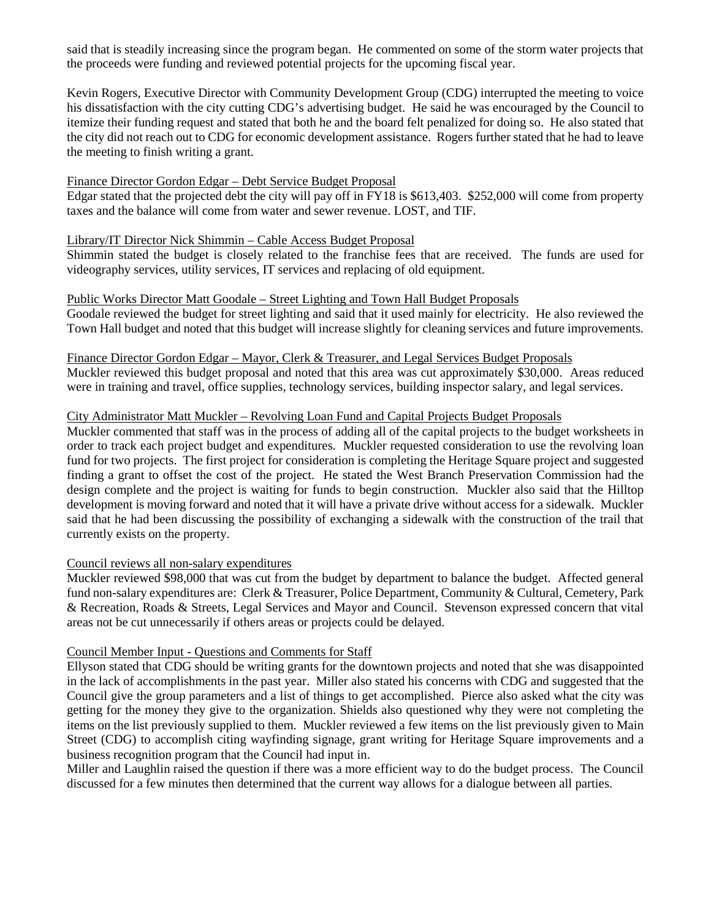said that is steadily increasing since the program began. He commented on some of the storm water projects that the proceeds were funding and reviewed potential projects for the upcoming fiscal year.

Kevin Rogers, Executive Director with Community Development Group (CDG) interrupted the meeting to voice his dissatisfaction with the city cutting CDG's advertising budget. He said he was encouraged by the Council to itemize their funding request and stated that both he and the board felt penalized for doing so. He also stated that the city did not reach out to CDG for economic development assistance. Rogers further stated that he had to leave the meeting to finish writing a grant.

Finance Director Gordon Edgar – Debt Service Budget Proposal

Edgar stated that the projected debt the city will pay off in FY18 is $613,403. $252,000 will come from property taxes and the balance will come from water and sewer revenue. LOST, and TIF.

Library/IT Director Nick Shimmin – Cable Access Budget Proposal

Shimmin stated the budget is closely related to the franchise fees that are received. The funds are used for videography services, utility services, IT services and replacing of old equipment.

Public Works Director Matt Goodale – Street Lighting and Town Hall Budget Proposals

Goodale reviewed the budget for street lighting and said that it used mainly for electricity. He also reviewed the Town Hall budget and noted that this budget will increase slightly for cleaning services and future improvements.

Finance Director Gordon Edgar – Mayor, Clerk & Treasurer, and Legal Services Budget Proposals

Muckler reviewed this budget proposal and noted that this area was cut approximately $30,000. Areas reduced were in training and travel, office supplies, technology services, building inspector salary, and legal services.

City Administrator Matt Muckler – Revolving Loan Fund and Capital Projects Budget Proposals

Muckler commented that staff was in the process of adding all of the capital projects to the budget worksheets in order to track each project budget and expenditures. Muckler requested consideration to use the revolving loan fund for two projects. The first project for consideration is completing the Heritage Square project and suggested finding a grant to offset the cost of the project. He stated the West Branch Preservation Commission had the design complete and the project is waiting for funds to begin construction. Muckler also said that the Hilltop development is moving forward and noted that it will have a private drive without access for a sidewalk. Muckler said that he had been discussing the possibility of exchanging a sidewalk with the construction of the trail that currently exists on the property.

Council reviews all non-salary expenditures

Muckler reviewed $98,000 that was cut from the budget by department to balance the budget. Affected general fund non-salary expenditures are: Clerk & Treasurer, Police Department, Community & Cultural, Cemetery, Park & Recreation, Roads & Streets, Legal Services and Mayor and Council. Stevenson expressed concern that vital areas not be cut unnecessarily if others areas or projects could be delayed.

Council Member Input - Questions and Comments for Staff

Ellyson stated that CDG should be writing grants for the downtown projects and noted that she was disappointed in the lack of accomplishments in the past year. Miller also stated his concerns with CDG and suggested that the Council give the group parameters and a list of things to get accomplished. Pierce also asked what the city was getting for the money they give to the organization. Shields also questioned why they were not completing the items on the list previously supplied to them. Muckler reviewed a few items on the list previously given to Main Street (CDG) to accomplish citing wayfinding signage, grant writing for Heritage Square improvements and a business recognition program that the Council had input in.

Miller and Laughlin raised the question if there was a more efficient way to do the budget process. The Council discussed for a few minutes then determined that the current way allows for a dialogue between all parties.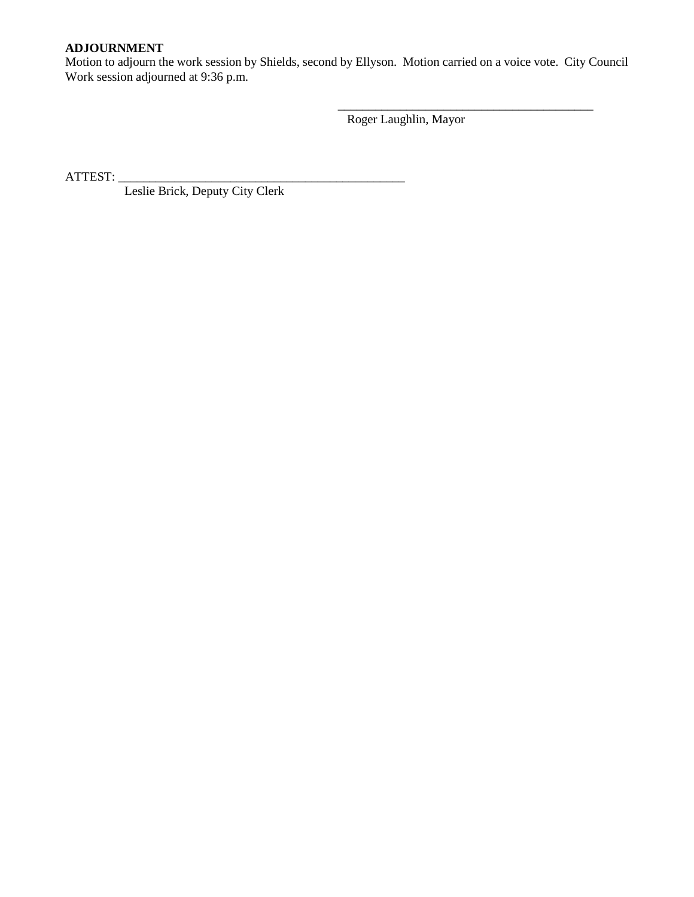**ADJOURNMENT**

Motion to adjourn the work session by Shields, second by Ellyson. Motion carried on a voice vote. City Council Work session adjourned at 9:36 p.m.

\_\_\_\_\_\_\_\_\_\_\_\_\_\_\_\_\_\_\_\_\_\_\_\_\_\_\_\_\_\_\_\_\_\_\_\_\_\_\_\_\_\_

Roger Laughlin, Mayor

ATTEST: \_\_\_\_\_\_\_\_\_\_\_\_\_\_\_\_\_\_\_\_\_\_\_\_\_\_\_\_\_\_\_\_\_\_\_\_\_\_\_\_\_\_\_\_\_\_\_

Leslie Brick, Deputy City Clerk